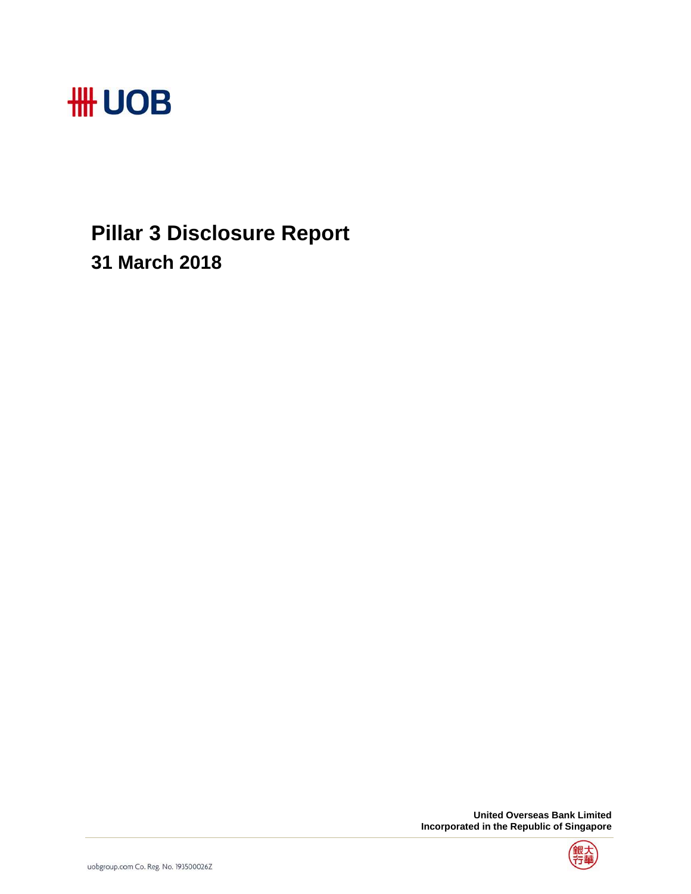# UOB

# Pillar 3 Disclosure Report

## 31 March 2018

**United Overseas Bank Limited**
**Incorporated in the Republic of Singapore**

uobgroup.com Co. Reg. No. 193500026Z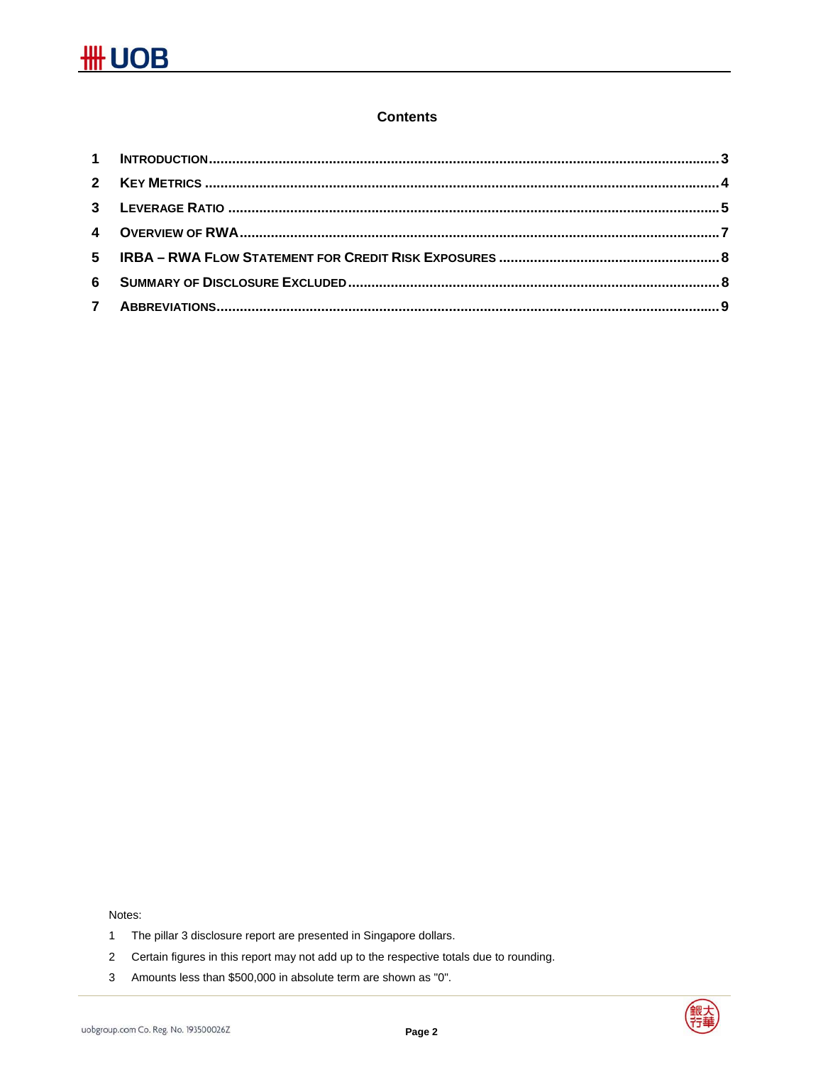## Contents

| | | |
|---|---|---|
| 1 | Introduction | 3 |
| 2 | Key Metrics | 4 |
| 3 | Leverage Ratio | 5 |
| 4 | Overview of RWA | 7 |
| 5 | IRBA – RWA Flow Statement for Credit Risk Exposures | 8 |
| 6 | Summary of Disclosure Excluded | 8 |
| 7 | Abbreviations | 9 |

Notes:

1. The pillar 3 disclosure report are presented in Singapore dollars.
2. Certain figures in this report may not add up to the respective totals due to rounding.
3. Amounts less than $500,000 in absolute term are shown as "0".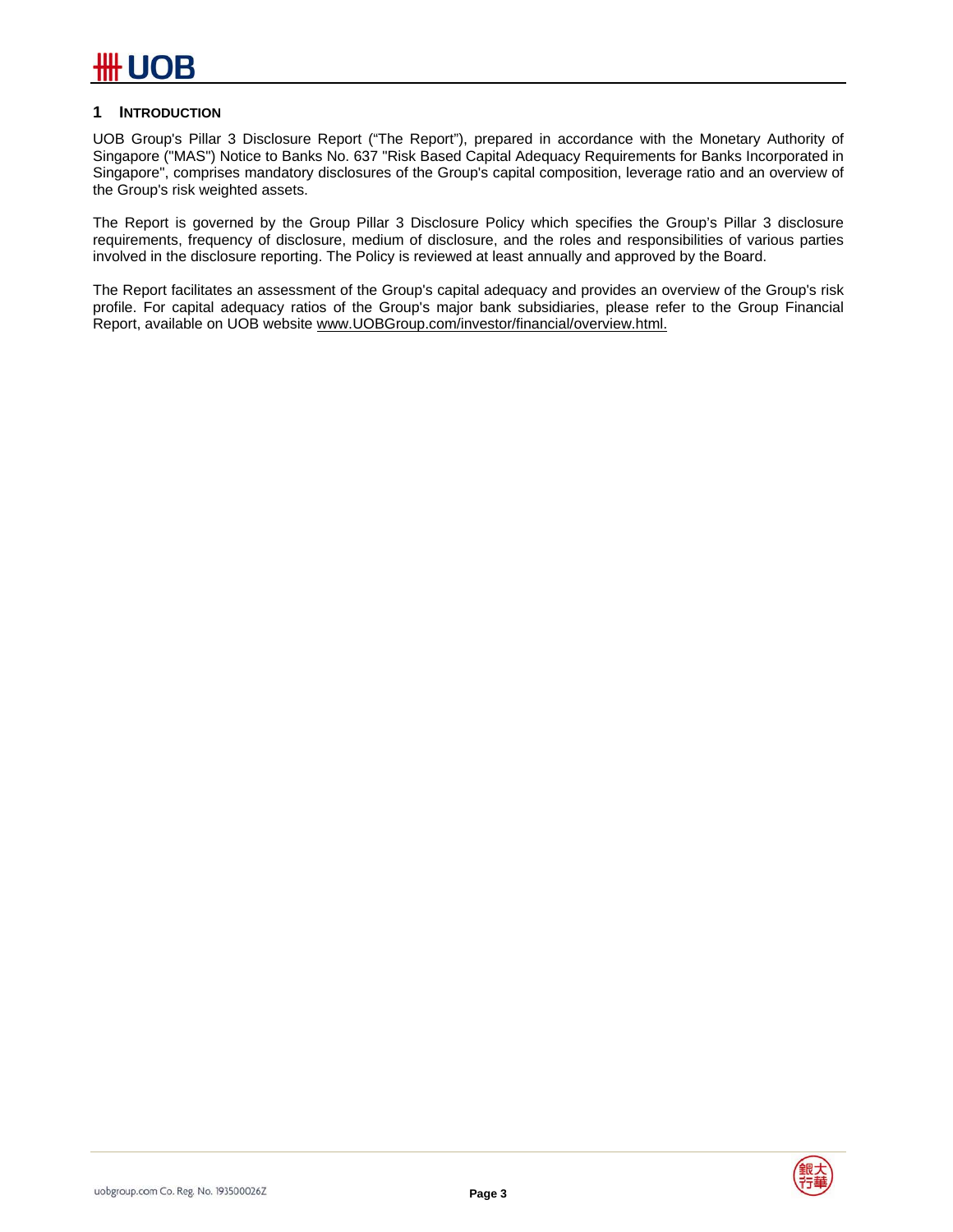# 1 INTRODUCTION

UOB Group's Pillar 3 Disclosure Report ("The Report"), prepared in accordance with the Monetary Authority of Singapore ("MAS") Notice to Banks No. 637 "Risk Based Capital Adequacy Requirements for Banks Incorporated in Singapore", comprises mandatory disclosures of the Group's capital composition, leverage ratio and an overview of the Group's risk weighted assets.

The Report is governed by the Group Pillar 3 Disclosure Policy which specifies the Group's Pillar 3 disclosure requirements, frequency of disclosure, medium of disclosure, and the roles and responsibilities of various parties involved in the disclosure reporting. The Policy is reviewed at least annually and approved by the Board.

The Report facilitates an assessment of the Group's capital adequacy and provides an overview of the Group's risk profile. For capital adequacy ratios of the Group's major bank subsidiaries, please refer to the Group Financial Report, available on UOB website www.UOBGroup.com/investor/financial/overview.html.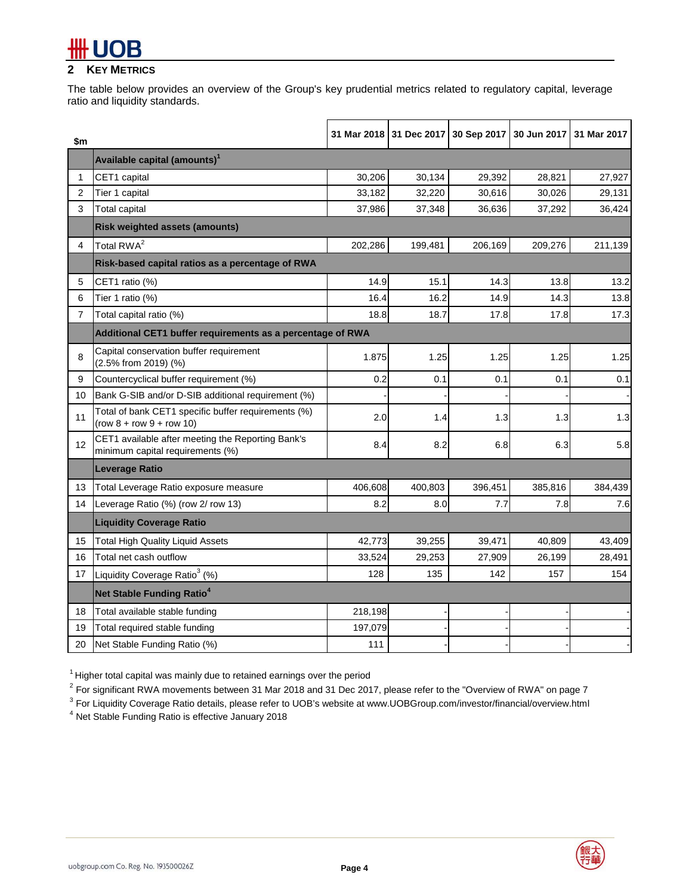## 2 KEY METRICS

The table below provides an overview of the Group's key prudential metrics related to regulatory capital, leverage ratio and liquidity standards.

| $m | | 31 Mar 2018 | 31 Dec 2017 | 30 Sep 2017 | 30 Jun 2017 | 31 Mar 2017 |
|---|---|---|---|---|---|---|
| | **Available capital (amounts)**[1] | | | | | |
| 1 | CET1 capital | 30,206 | 30,134 | 29,392 | 28,821 | 27,927 |
| 2 | Tier 1 capital | 33,182 | 32,220 | 30,616 | 30,026 | 29,131 |
| 3 | Total capital | 37,986 | 37,348 | 36,636 | 37,292 | 36,424 |
| | **Risk weighted assets (amounts)** | | | | | |
| 4 | Total RWA[2] | 202,286 | 199,481 | 206,169 | 209,276 | 211,139 |
| | **Risk-based capital ratios as a percentage of RWA** | | | | | |
| 5 | CET1 ratio (%) | 14.9 | 15.1 | 14.3 | 13.8 | 13.2 |
| 6 | Tier 1 ratio (%) | 16.4 | 16.2 | 14.9 | 14.3 | 13.8 |
| 7 | Total capital ratio (%) | 18.8 | 18.7 | 17.8 | 17.8 | 17.3 |
| | **Additional CET1 buffer requirements as a percentage of RWA** | | | | | |
| 8 | Capital conservation buffer requirement (2.5% from 2019) (%) | 1.875 | 1.25 | 1.25 | 1.25 | 1.25 |
| 9 | Countercyclical buffer requirement (%) | 0.2 | 0.1 | 0.1 | 0.1 | 0.1 |
| 10 | Bank G-SIB and/or D-SIB additional requirement (%) | - | - | - | - | - |
| 11 | Total of bank CET1 specific buffer requirements (%) (row 8 + row 9 + row 10) | 2.0 | 1.4 | 1.3 | 1.3 | 1.3 |
| 12 | CET1 available after meeting the Reporting Bank's minimum capital requirements (%) | 8.4 | 8.2 | 6.8 | 6.3 | 5.8 |
| | **Leverage Ratio** | | | | | |
| 13 | Total Leverage Ratio exposure measure | 406,608 | 400,803 | 396,451 | 385,816 | 384,439 |
| 14 | Leverage Ratio (%) (row 2/ row 13) | 8.2 | 8.0 | 7.7 | 7.8 | 7.6 |
| | **Liquidity Coverage Ratio** | | | | | |
| 15 | Total High Quality Liquid Assets | 42,773 | 39,255 | 39,471 | 40,809 | 43,409 |
| 16 | Total net cash outflow | 33,524 | 29,253 | 27,909 | 26,199 | 28,491 |
| 17 | Liquidity Coverage Ratio[3] (%) | 128 | 135 | 142 | 157 | 154 |
| | **Net Stable Funding Ratio**[4] | | | | | |
| 18 | Total available stable funding | 218,198 | - | - | - | - |
| 19 | Total required stable funding | 197,079 | - | - | - | - |
| 20 | Net Stable Funding Ratio (%) | 111 | - | - | - | - |

[1] Higher total capital was mainly due to retained earnings over the period

[2] For significant RWA movements between 31 Mar 2018 and 31 Dec 2017, please refer to the "Overview of RWA" on page 7

[3] For Liquidity Coverage Ratio details, please refer to UOB's website at www.UOBGroup.com/investor/financial/overview.html

[4] Net Stable Funding Ratio is effective January 2018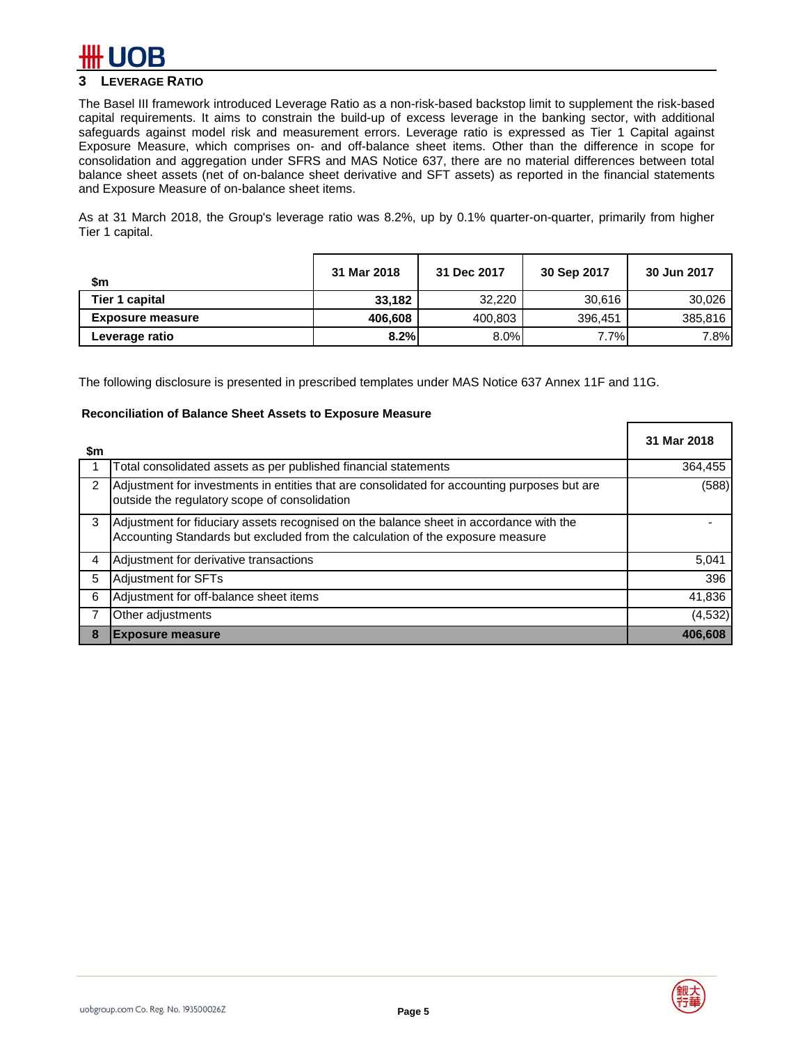## 3 LEVERAGE RATIO

The Basel III framework introduced Leverage Ratio as a non-risk-based backstop limit to supplement the risk-based capital requirements. It aims to constrain the build-up of excess leverage in the banking sector, with additional safeguards against model risk and measurement errors. Leverage ratio is expressed as Tier 1 Capital against Exposure Measure, which comprises on- and off-balance sheet items. Other than the difference in scope for consolidation and aggregation under SFRS and MAS Notice 637, there are no material differences between total balance sheet assets (net of on-balance sheet derivative and SFT assets) as reported in the financial statements and Exposure Measure of on-balance sheet items.

As at 31 March 2018, the Group's leverage ratio was 8.2%, up by 0.1% quarter-on-quarter, primarily from higher Tier 1 capital.

| $m | 31 Mar 2018 | 31 Dec 2017 | 30 Sep 2017 | 30 Jun 2017 |
|---|---|---|---|---|
| **Tier 1 capital** | **33,182** | 32,220 | 30,616 | 30,026 |
| **Exposure measure** | **406,608** | 400,803 | 396,451 | 385,816 |
| **Leverage ratio** | **8.2%** | 8.0% | 7.7% | 7.8% |

The following disclosure is presented in prescribed templates under MAS Notice 637 Annex 11F and 11G.

**Reconciliation of Balance Sheet Assets to Exposure Measure**

| $m | | 31 Mar 2018 |
|---|---|---|
| 1 | Total consolidated assets as per published financial statements | 364,455 |
| 2 | Adjustment for investments in entities that are consolidated for accounting purposes but are outside the regulatory scope of consolidation | (588) |
| 3 | Adjustment for fiduciary assets recognised on the balance sheet in accordance with the Accounting Standards but excluded from the calculation of the exposure measure | - |
| 4 | Adjustment for derivative transactions | 5,041 |
| 5 | Adjustment for SFTs | 396 |
| 6 | Adjustment for off-balance sheet items | 41,836 |
| 7 | Other adjustments | (4,532) |
| **8** | **Exposure measure** | **406,608** |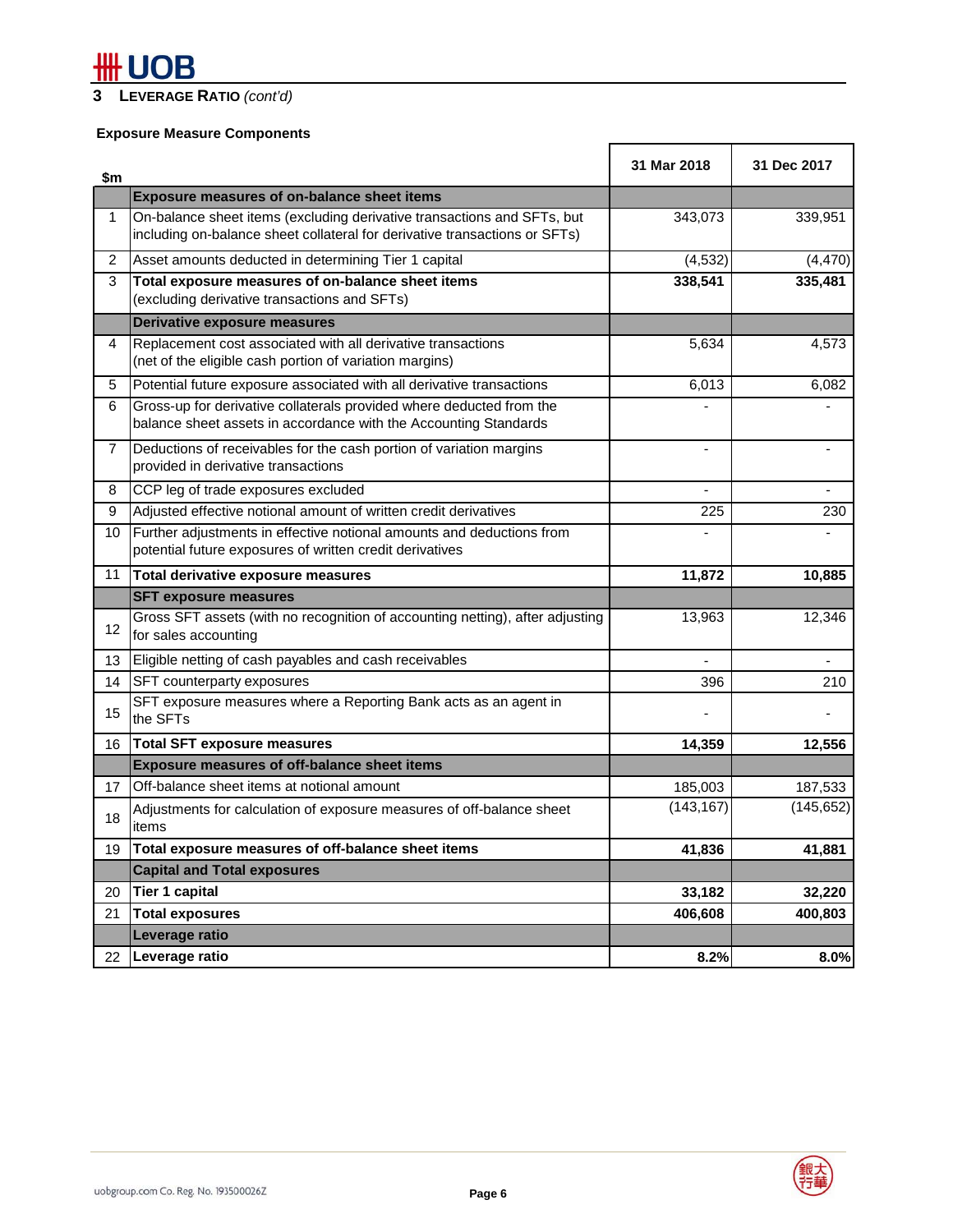## 3 LEVERAGE RATIO *(cont'd)*

**Exposure Measure Components**

| | $m | 31 Mar 2018 | 31 Dec 2017 |
|---|---|---|---|
| | **Exposure measures of on-balance sheet items** | | |
| 1 | On-balance sheet items (excluding derivative transactions and SFTs, but including on-balance sheet collateral for derivative transactions or SFTs) | 343,073 | 339,951 |
| 2 | Asset amounts deducted in determining Tier 1 capital | (4,532) | (4,470) |
| 3 | **Total exposure measures of on-balance sheet items** (excluding derivative transactions and SFTs) | **338,541** | **335,481** |
| | **Derivative exposure measures** | | |
| 4 | Replacement cost associated with all derivative transactions (net of the eligible cash portion of variation margins) | 5,634 | 4,573 |
| 5 | Potential future exposure associated with all derivative transactions | 6,013 | 6,082 |
| 6 | Gross-up for derivative collaterals provided where deducted from the balance sheet assets in accordance with the Accounting Standards | - | - |
| 7 | Deductions of receivables for the cash portion of variation margins provided in derivative transactions | - | - |
| 8 | CCP leg of trade exposures excluded | - | - |
| 9 | Adjusted effective notional amount of written credit derivatives | 225 | 230 |
| 10 | Further adjustments in effective notional amounts and deductions from potential future exposures of written credit derivatives | - | - |
| 11 | **Total derivative exposure measures** | **11,872** | **10,885** |
| | **SFT exposure measures** | | |
| 12 | Gross SFT assets (with no recognition of accounting netting), after adjusting for sales accounting | 13,963 | 12,346 |
| 13 | Eligible netting of cash payables and cash receivables | - | - |
| 14 | SFT counterparty exposures | 396 | 210 |
| 15 | SFT exposure measures where a Reporting Bank acts as an agent in the SFTs | - | - |
| 16 | **Total SFT exposure measures** | **14,359** | **12,556** |
| | **Exposure measures of off-balance sheet items** | | |
| 17 | Off-balance sheet items at notional amount | 185,003 | 187,533 |
| 18 | Adjustments for calculation of exposure measures of off-balance sheet items | (143,167) | (145,652) |
| 19 | **Total exposure measures of off-balance sheet items** | **41,836** | **41,881** |
| | **Capital and Total exposures** | | |
| 20 | **Tier 1 capital** | **33,182** | **32,220** |
| 21 | **Total exposures** | **406,608** | **400,803** |
| | **Leverage ratio** | | |
| 22 | **Leverage ratio** | **8.2%** | **8.0%** |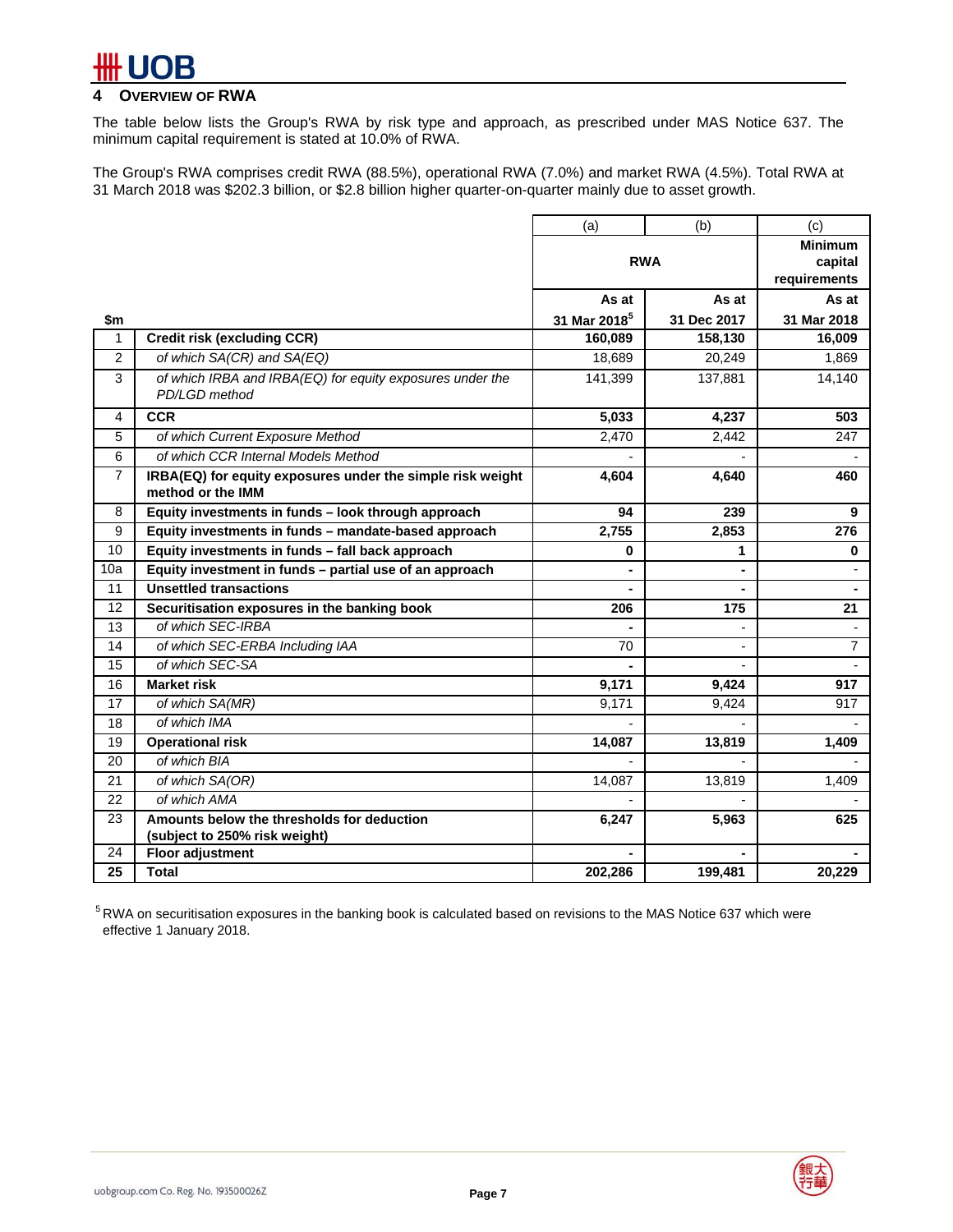## 4 Overview of RWA

The table below lists the Group's RWA by risk type and approach, as prescribed under MAS Notice 637. The minimum capital requirement is stated at 10.0% of RWA.

The Group's RWA comprises credit RWA (88.5%), operational RWA (7.0%) and market RWA (4.5%). Total RWA at 31 March 2018 was $202.3 billion, or $2.8 billion higher quarter-on-quarter mainly due to asset growth.

| | | (a) | (b) | (c) |
|---|---|---|---|---|
| | | **RWA** | | **Minimum capital requirements** |
| **$m** | | **As at 31 Mar 2018[5]** | **As at 31 Dec 2017** | **As at 31 Mar 2018** |
| 1 | **Credit risk (excluding CCR)** | **160,089** | **158,130** | **16,009** |
| 2 | *of which SA(CR) and SA(EQ)* | 18,689 | 20,249 | 1,869 |
| 3 | *of which IRBA and IRBA(EQ) for equity exposures under the PD/LGD method* | 141,399 | 137,881 | 14,140 |
| 4 | **CCR** | **5,033** | **4,237** | **503** |
| 5 | *of which Current Exposure Method* | 2,470 | 2,442 | 247 |
| 6 | *of which CCR Internal Models Method* | - | - | - |
| 7 | **IRBA(EQ) for equity exposures under the simple risk weight method or the IMM** | **4,604** | **4,640** | **460** |
| 8 | **Equity investments in funds – look through approach** | **94** | **239** | **9** |
| 9 | **Equity investments in funds – mandate-based approach** | **2,755** | **2,853** | **276** |
| 10 | **Equity investments in funds – fall back approach** | **0** | **1** | **0** |
| 10a | **Equity investment in funds – partial use of an approach** | **-** | **-** | - |
| 11 | **Unsettled transactions** | **-** | **-** | **-** |
| 12 | **Securitisation exposures in the banking book** | **206** | **175** | **21** |
| 13 | *of which SEC-IRBA* | **-** | - | - |
| 14 | *of which SEC-ERBA Including IAA* | 70 | - | 7 |
| 15 | *of which SEC-SA* | **-** | - | - |
| 16 | **Market risk** | **9,171** | **9,424** | **917** |
| 17 | *of which SA(MR)* | 9,171 | 9,424 | 917 |
| 18 | *of which IMA* | - | - | - |
| 19 | **Operational risk** | **14,087** | **13,819** | **1,409** |
| 20 | *of which BIA* | - | - | - |
| 21 | *of which SA(OR)* | 14,087 | 13,819 | 1,409 |
| 22 | *of which AMA* | - | - | - |
| 23 | **Amounts below the thresholds for deduction (subject to 250% risk weight)** | **6,247** | **5,963** | **625** |
| 24 | **Floor adjustment** | **-** | **-** | **-** |
| **25** | **Total** | **202,286** | **199,481** | **20,229** |

[5] RWA on securitisation exposures in the banking book is calculated based on revisions to the MAS Notice 637 which were effective 1 January 2018.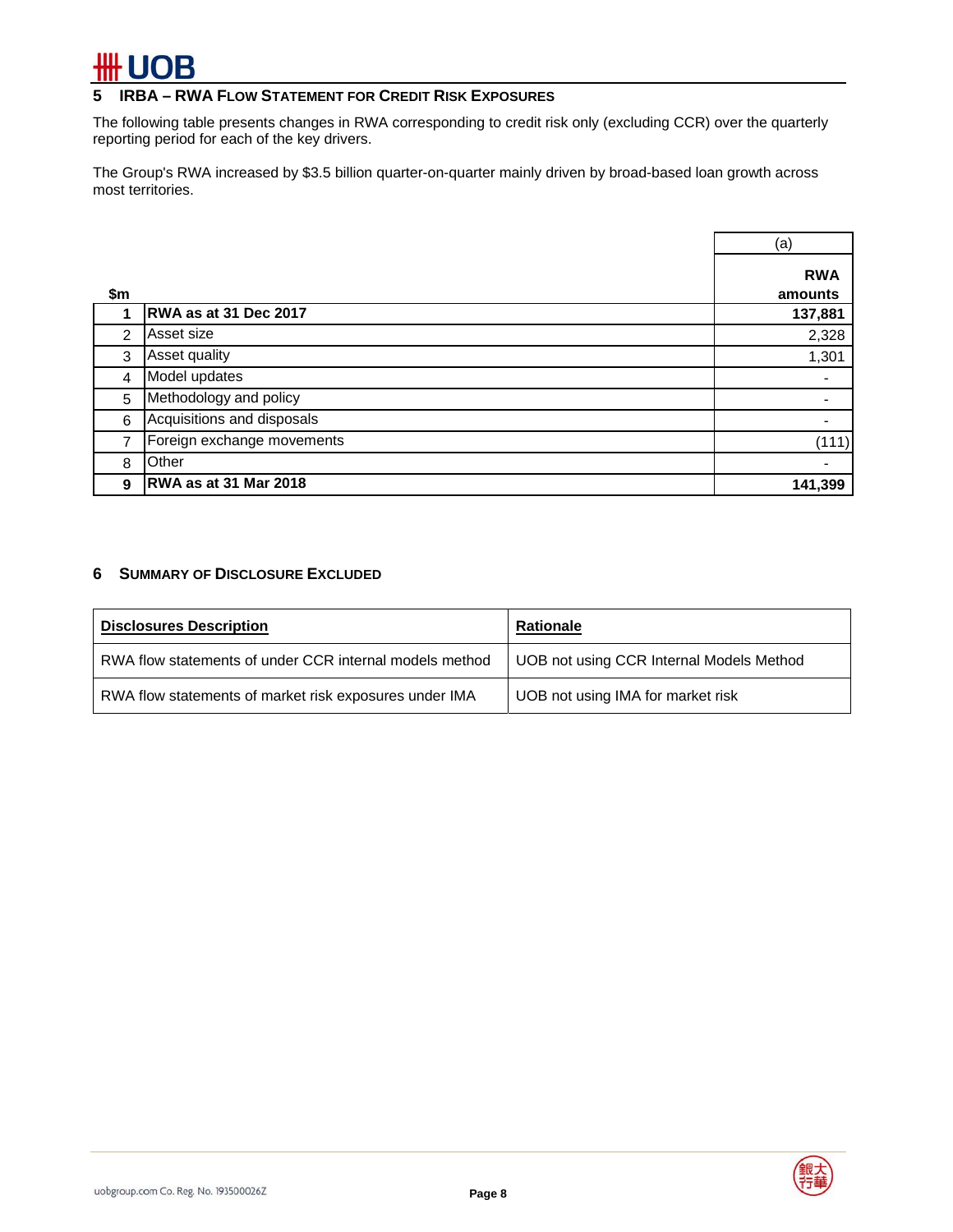## 5 IRBA – RWA Flow Statement for Credit Risk Exposures

The following table presents changes in RWA corresponding to credit risk only (excluding CCR) over the quarterly reporting period for each of the key drivers.

The Group's RWA increased by $3.5 billion quarter-on-quarter mainly driven by broad-based loan growth across most territories.

| | | (a) |
|---|---|---|
| $m | | RWA amounts |
| **1** | **RWA as at 31 Dec 2017** | **137,881** |
| 2 | Asset size | 2,328 |
| 3 | Asset quality | 1,301 |
| 4 | Model updates | - |
| 5 | Methodology and policy | - |
| 6 | Acquisitions and disposals | - |
| 7 | Foreign exchange movements | (111) |
| 8 | Other | - |
| **9** | **RWA as at 31 Mar 2018** | **141,399** |

## 6 Summary of Disclosure Excluded

| Disclosures Description | Rationale |
|---|---|
| RWA flow statements of under CCR internal models method | UOB not using CCR Internal Models Method |
| RWA flow statements of market risk exposures under IMA | UOB not using IMA for market risk |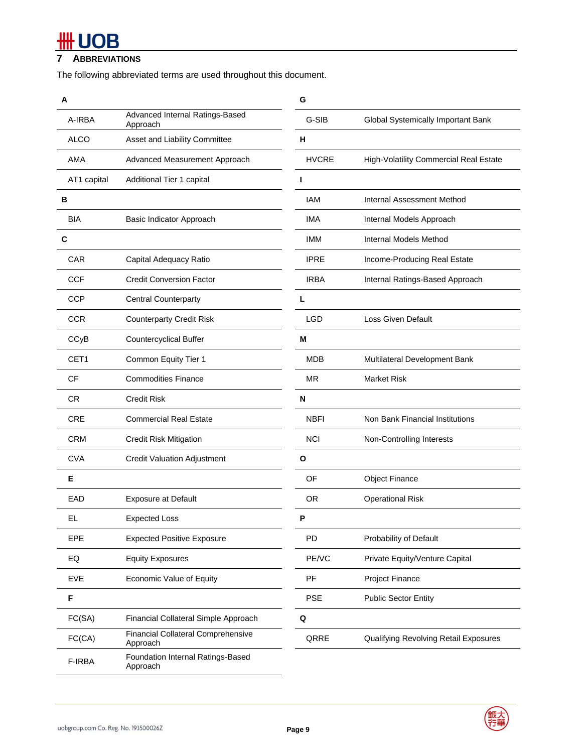## 7 ABBREVIATIONS

The following abbreviated terms are used throughout this document.

| | |
|---|---|
| **A** | |
| A-IRBA | Advanced Internal Ratings-Based Approach |
| ALCO | Asset and Liability Committee |
| AMA | Advanced Measurement Approach |
| AT1 capital | Additional Tier 1 capital |
| **B** | |
| BIA | Basic Indicator Approach |
| **C** | |
| CAR | Capital Adequacy Ratio |
| CCF | Credit Conversion Factor |
| CCP | Central Counterparty |
| CCR | Counterparty Credit Risk |
| CCyB | Countercyclical Buffer |
| CET1 | Common Equity Tier 1 |
| CF | Commodities Finance |
| CR | Credit Risk |
| CRE | Commercial Real Estate |
| CRM | Credit Risk Mitigation |
| CVA | Credit Valuation Adjustment |
| **E** | |
| EAD | Exposure at Default |
| EL | Expected Loss |
| EPE | Expected Positive Exposure |
| EQ | Equity Exposures |
| EVE | Economic Value of Equity |
| **F** | |
| FC(SA) | Financial Collateral Simple Approach |
| FC(CA) | Financial Collateral Comprehensive Approach |
| F-IRBA | Foundation Internal Ratings-Based Approach |
| **G** | |
| G-SIB | Global Systemically Important Bank |
| **H** | |
| HVCRE | High-Volatility Commercial Real Estate |
| **I** | |
| IAM | Internal Assessment Method |
| IMA | Internal Models Approach |
| IMM | Internal Models Method |
| IPRE | Income-Producing Real Estate |
| IRBA | Internal Ratings-Based Approach |
| **L** | |
| LGD | Loss Given Default |
| **M** | |
| MDB | Multilateral Development Bank |
| MR | Market Risk |
| **N** | |
| NBFI | Non Bank Financial Institutions |
| NCI | Non-Controlling Interests |
| **O** | |
| OF | Object Finance |
| OR | Operational Risk |
| **P** | |
| PD | Probability of Default |
| PE/VC | Private Equity/Venture Capital |
| PF | Project Finance |
| PSE | Public Sector Entity |
| **Q** | |
| QRRE | Qualifying Revolving Retail Exposures |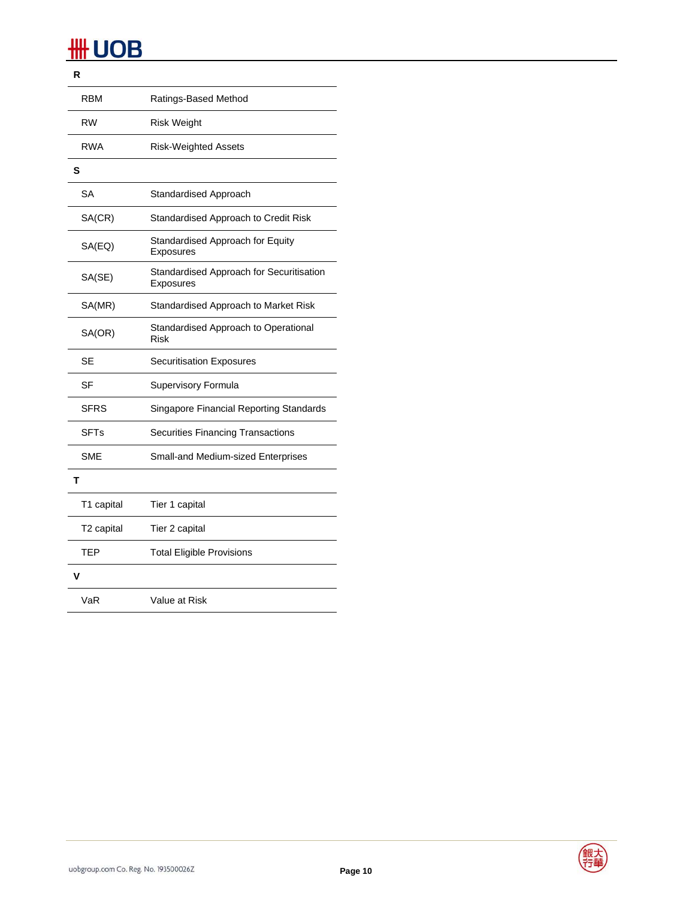| | |
|---|---|
| **R** | |
| RBM | Ratings-Based Method |
| RW | Risk Weight |
| RWA | Risk-Weighted Assets |
| **S** | |
| SA | Standardised Approach |
| SA(CR) | Standardised Approach to Credit Risk |
| SA(EQ) | Standardised Approach for Equity Exposures |
| SA(SE) | Standardised Approach for Securitisation Exposures |
| SA(MR) | Standardised Approach to Market Risk |
| SA(OR) | Standardised Approach to Operational Risk |
| SE | Securitisation Exposures |
| SF | Supervisory Formula |
| SFRS | Singapore Financial Reporting Standards |
| SFTs | Securities Financing Transactions |
| SME | Small-and Medium-sized Enterprises |
| **T** | |
| T1 capital | Tier 1 capital |
| T2 capital | Tier 2 capital |
| TEP | Total Eligible Provisions |
| **V** | |
| VaR | Value at Risk |